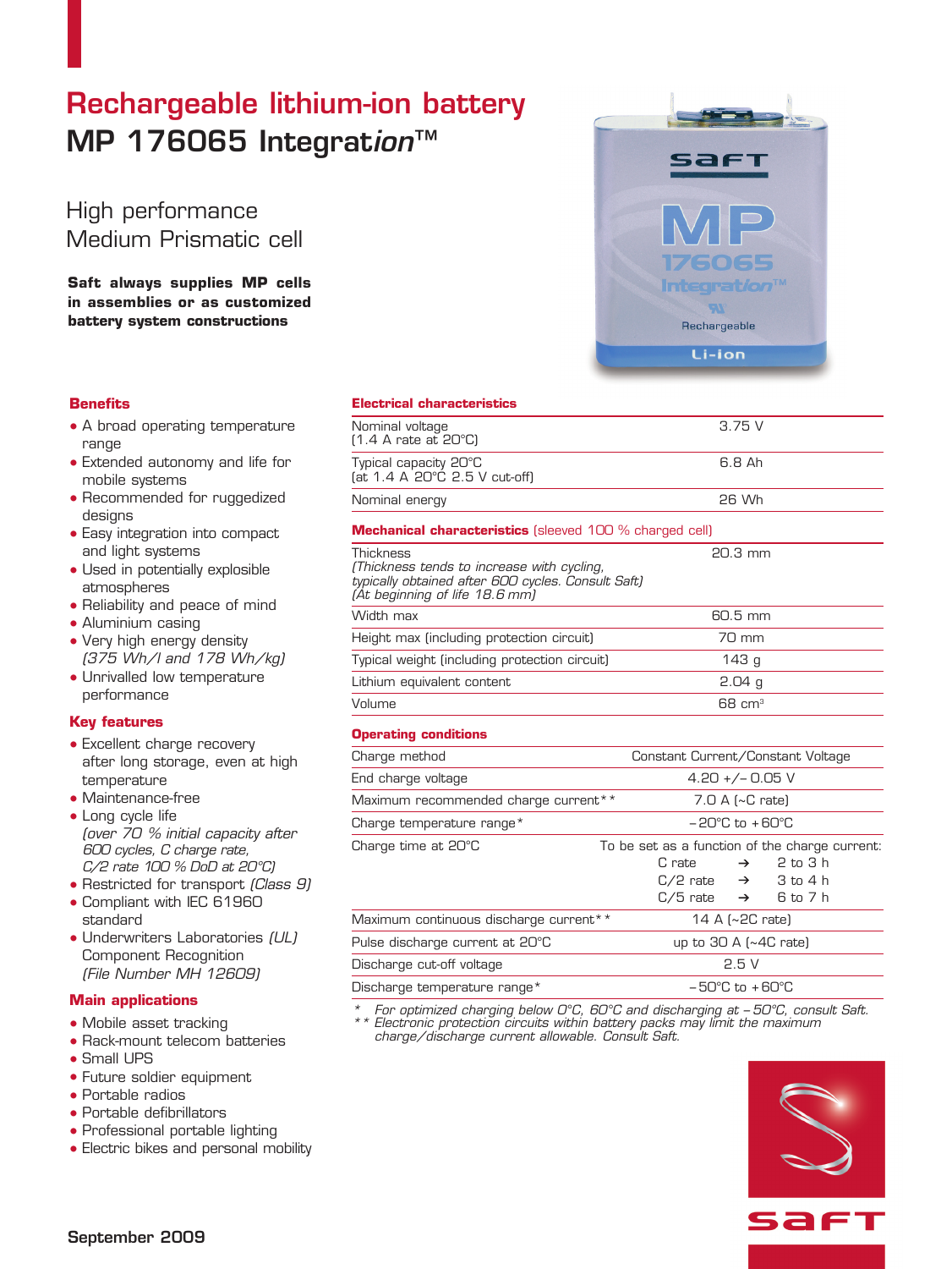# Rechargeable lithium-ion battery

# MP 176065 Integration™

## High performance Medium Prismatic cell

**Saft always supplies MP cells in assemblies or as customized battery system constructions**

### Benefits

- A broad operating temperature range
- Extended autonomy and life for mobile systems
- Recommended for ruggedized designs
- Easy integration into compact and light systems
- Used in potentially explosible atmospheres
- Reliability and peace of mind
- Aluminium casing
- Very high energy density *(375 Wh/l and 178 Wh/kg)*
- Unrivalled low temperature performance

### Key features

- Excellent charge recovery after long storage, even at high temperature
- Maintenance-free
- Long cycle life *(over 70 % initial capacity after 600 cycles, C charge rate, C/2 rate 100 % DoD at 20°C)*
- Restricted for transport *(Class 9)*
- Compliant with IEC 61960 standard
- Underwriters Laboratories *(UL)* Component Recognition *(File Number MH 12609)*

### Main applications

- Mobile asset tracking
- Rack-mount telecom batteries
- Small UPS
- Future soldier equipment
- Portable radios
- Portable defibrillators
- Professional portable lighting
- Electric bikes and personal mobility

### Electrical characteristics

| | |
|---|---|
| Nominal voltage (1.4 A rate at 20°C) | 3.75 V |
| Typical capacity 20°C (at 1.4 A 20°C 2.5 V cut-off) | 6.8 Ah |
| Nominal energy | 26 Wh |

### Mechanical characteristics (sleeved 100 % charged cell)

| | |
|---|---|
| Thickness *(Thickness tends to increase with cycling, typically obtained after 600 cycles. Consult Saft) (At beginning of life 18.6 mm)* | 20.3 mm |
| Width max | 60.5 mm |
| Height max (including protection circuit) | 70 mm |
| Typical weight (including protection circuit) | 143 g |
| Lithium equivalent content | 2.04 g |
| Volume | 68 cm³ |

### Operating conditions

| | |
|---|---|
| Charge method | Constant Current/Constant Voltage |
| End charge voltage | 4.20 +/– 0.05 V |
| Maximum recommended charge current** | 7.0 A (~C rate) |
| Charge temperature range* | – 20°C to + 60°C |
| Charge time at 20°C | To be set as a function of the charge current: C rate → 2 to 3 h; C/2 rate → 3 to 4 h; C/5 rate → 6 to 7 h |
| Maximum continuous discharge current** | 14 A (~2C rate) |
| Pulse discharge current at 20°C | up to 30 A (~4C rate) |
| Discharge cut-off voltage | 2.5 V |
| Discharge temperature range* | – 50°C to + 60°C |

\* *For optimized charging below 0°C, 60°C and discharging at – 50°C, consult Saft.*

\*\* *Electronic protection circuits within battery packs may limit the maximum charge/discharge current allowable. Consult Saft.*

September 2009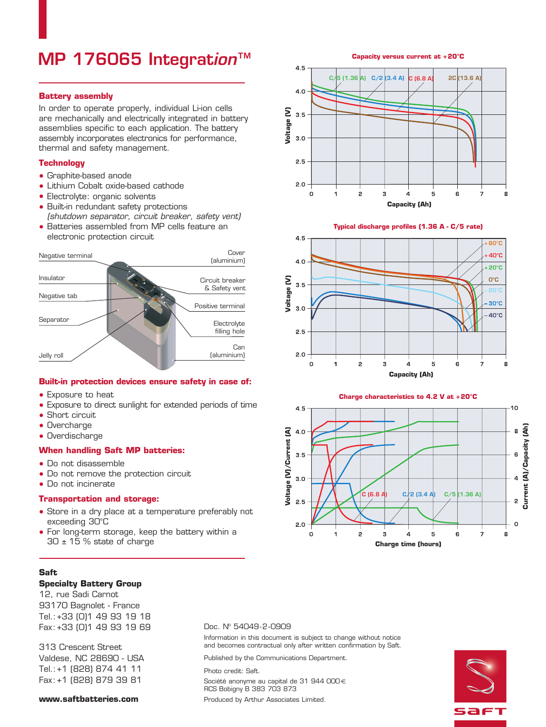# MP 176065 Integration™

## Battery assembly

In order to operate properly, individual Li-ion cells are mechanically and electrically integrated in battery assemblies specific to each application. The battery assembly incorporates electronics for performance, thermal and safety management.

## Technology

- Graphite-based anode
- Lithium Cobalt oxide-based cathode
- Electrolyte: organic solvents
- Built-in redundant safety protections *(shutdown separator, circuit breaker, safety vent)*
- Batteries assembled from MP cells feature an electronic protection circuit

Negative terminal
Insulator
Negative tab
Separator
Jelly roll
Cover (aluminium)
Circuit breaker & Safety vent
Positive terminal
Electrolyte filling hole
Can (aluminium)

## Built-in protection devices ensure safety in case of:

- Exposure to heat
- Exposure to direct sunlight for extended periods of time
- Short circuit
- Overcharge
- Overdischarge

## When handling Saft MP batteries:

- Do not disassemble
- Do not remove the protection circuit
- Do not incinerate

## Transportation and storage:

- Store in a dry place at a temperature preferably not exceeding 30°C
- For long-term storage, keep the battery within a 30 ± 15 % state of charge

**Capacity versus current at +20°C**

Voltage (V)
Capacity (Ah)
C/5 (1.36 A) C/2 (3.4 A) C (6.8 A) 2C (13.6 A)

**Typical discharge profiles (1.36 A - C/5 rate)**

Voltage (V)
Capacity (Ah)
+60°C +40°C +20°C 0°C -20°C -30°C -40°C

**Charge characteristics to 4.2 V at +20°C**

Voltage (V)/Current (A)
Current (A)/Capacity (Ah)
Charge time (hours)
C (6.8 A) C/2 (3.4 A) C/5 (1.36 A)

**Saft**
**Specialty Battery Group**
12, rue Sadi Carnot
93170 Bagnolet - France
Tel.: +33 (0)1 49 93 19 18
Fax: +33 (0)1 49 93 19 69

313 Crescent Street
Valdese, NC 28690 - USA
Tel.: +1 (828) 874 41 11
Fax: +1 (828) 879 39 81

**www.saftbatteries.com**

Doc. N° 54049-2-0909

Information in this document is subject to change without notice and becomes contractual only after written confirmation by Saft.

Published by the Communications Department.

Photo credit: Saft.

Société anonyme au capital de 31 944 000 €
RCS Bobigny B 383 703 873

Produced by Arthur Associates Limited.